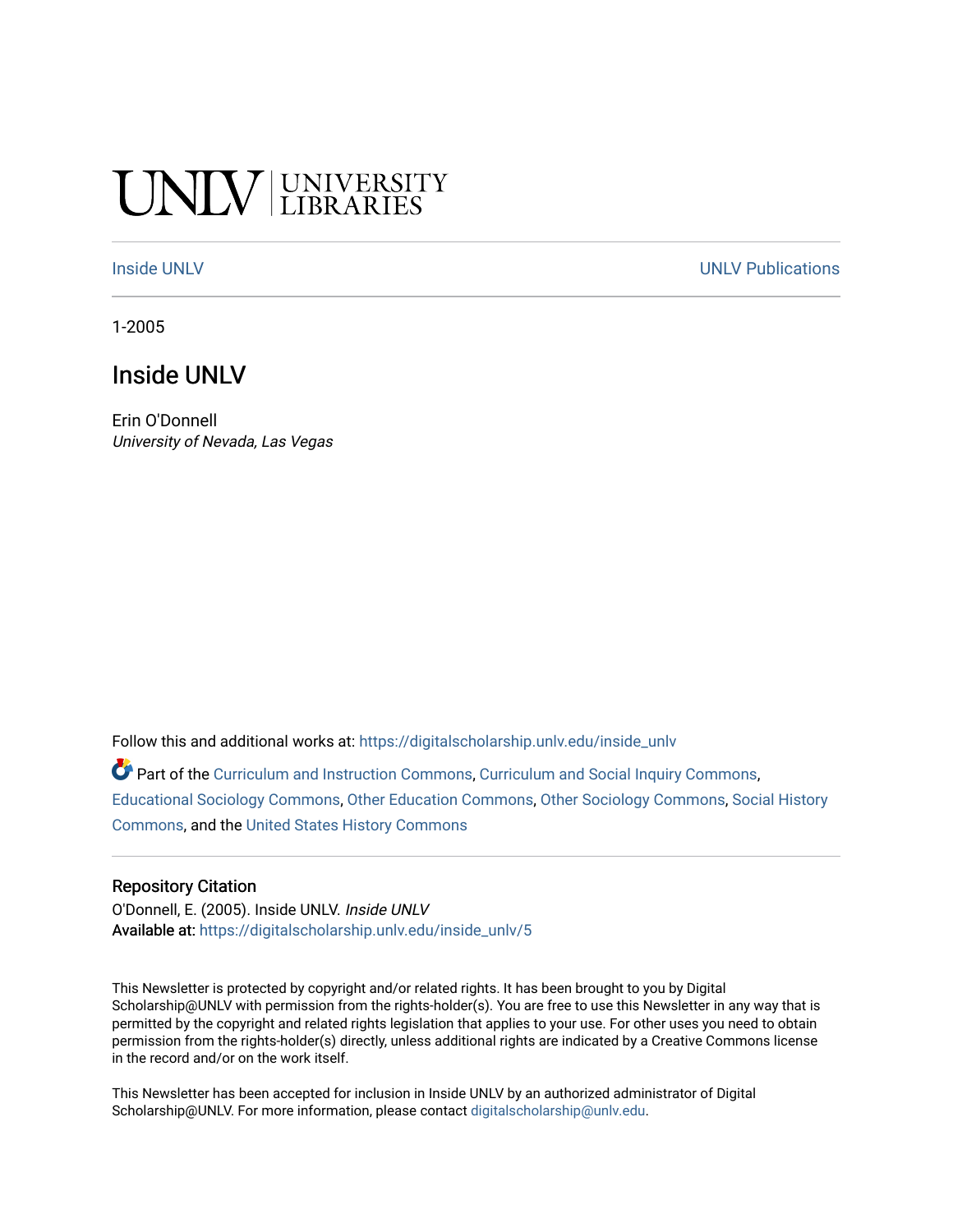UNLV | UNIVERSITY LIBRARIES

Inside UNLV

UNLV Publications

1-2005

# Inside UNLV

Erin O'Donnell
*University of Nevada, Las Vegas*

Follow this and additional works at: https://digitalscholarship.unlv.edu/inside_unlv

Part of the Curriculum and Instruction Commons, Curriculum and Social Inquiry Commons, Educational Sociology Commons, Other Education Commons, Other Sociology Commons, Social History Commons, and the United States History Commons

## Repository Citation

O'Donnell, E. (2005). Inside UNLV. *Inside UNLV*
Available at: https://digitalscholarship.unlv.edu/inside_unlv/5

This Newsletter is protected by copyright and/or related rights. It has been brought to you by Digital Scholarship@UNLV with permission from the rights-holder(s). You are free to use this Newsletter in any way that is permitted by the copyright and related rights legislation that applies to your use. For other uses you need to obtain permission from the rights-holder(s) directly, unless additional rights are indicated by a Creative Commons license in the record and/or on the work itself.

This Newsletter has been accepted for inclusion in Inside UNLV by an authorized administrator of Digital Scholarship@UNLV. For more information, please contact digitalscholarship@unlv.edu.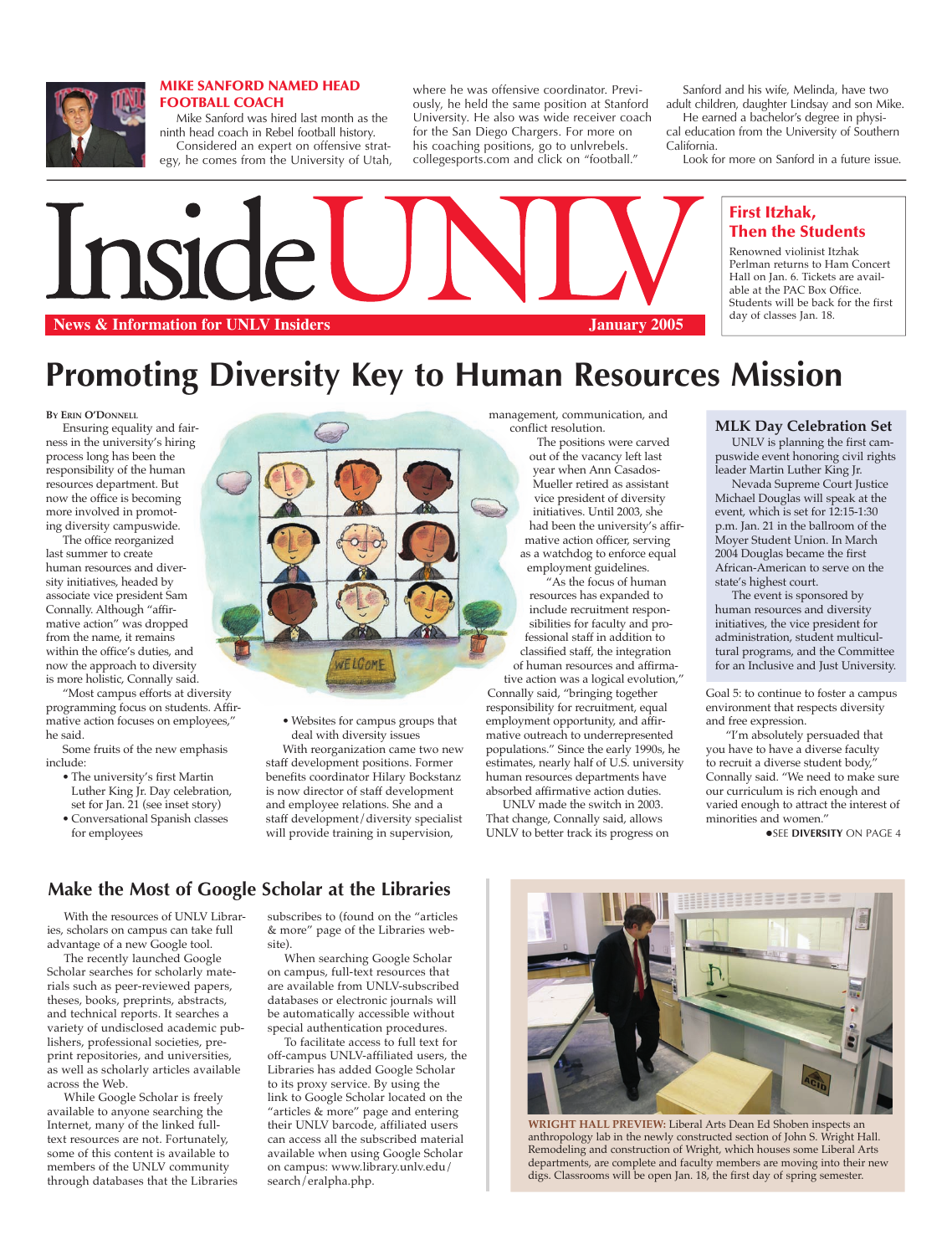## MIKE SANFORD NAMED HEAD FOOTBALL COACH

Mike Sanford was hired last month as the ninth head coach in Rebel football history.

Considered an expert on offensive strategy, he comes from the University of Utah, where he was offensive coordinator. Previously, he held the same position at Stanford University. He also was wide receiver coach for the San Diego Chargers. For more on his coaching positions, go to unlvrebels.collegesports.com and click on "football."

Sanford and his wife, Melinda, have two adult children, daughter Lindsay and son Mike.

He earned a bachelor's degree in physical education from the University of Southern California.

Look for more on Sanford in a future issue.

# Inside UNLV

**News & Information for UNLV Insiders** — **January 2005**

## First Itzhak, Then the Students

Renowned violinist Itzhak Perlman returns to Ham Concert Hall on Jan. 6. Tickets are available at the PAC Box Office. Students will be back for the first day of classes Jan. 18.

# Promoting Diversity Key to Human Resources Mission

By Erin O'Donnell

Ensuring equality and fairness in the university's hiring process long has been the responsibility of the human resources department. But now the office is becoming more involved in promoting diversity campuswide.

The office reorganized last summer to create human resources and diversity initiatives, headed by associate vice president Sam Connally. Although "affirmative action" was dropped from the name, it remains within the office's duties, and now the approach to diversity is more holistic, Connally said.

"Most campus efforts at diversity programming focus on students. Affirmative action focuses on employees," he said.

Some fruits of the new emphasis include:

- The university's first Martin Luther King Jr. Day celebration, set for Jan. 21 (see inset story)
- Conversational Spanish classes for employees
- Websites for campus groups that deal with diversity issues

With reorganization came two new staff development positions. Former benefits coordinator Hilary Bockstanz is now director of staff development and employee relations. She and a staff development/diversity specialist will provide training in supervision, management, communication, and conflict resolution.

The positions were carved out of the vacancy left last year when Ann Casados-Mueller retired as assistant vice president of diversity initiatives. Until 2003, she had been the university's affirmative action officer, serving as a watchdog to enforce equal employment guidelines.

"As the focus of human resources has expanded to include recruitment responsibilities for faculty and professional staff in addition to classified staff, the integration of human resources and affirmative action was a logical evolution," Connally said, "bringing together responsibility for recruitment, equal employment opportunity, and affirmative outreach to underrepresented populations." Since the early 1990s, he estimates, nearly half of U.S. university human resources departments have absorbed affirmative action duties.

UNLV made the switch in 2003. That change, Connally said, allows UNLV to better track its progress on Goal 5: to continue to foster a campus environment that respects diversity and free expression.

"I'm absolutely persuaded that you have to have a diverse faculty to recruit a diverse student body," Connally said. "We need to make sure our curriculum is rich enough and varied enough to attract the interest of minorities and women."

●SEE **DIVERSITY** ON PAGE 4

## MLK Day Celebration Set

UNLV is planning the first campuswide event honoring civil rights leader Martin Luther King Jr.

Nevada Supreme Court Justice Michael Douglas will speak at the event, which is set for 12:15-1:30 p.m. Jan. 21 in the ballroom of the Moyer Student Union. In March 2004 Douglas became the first African-American to serve on the state's highest court.

The event is sponsored by human resources and diversity initiatives, the vice president for administration, student multicultural programs, and the Committee for an Inclusive and Just University.

## Make the Most of Google Scholar at the Libraries

With the resources of UNLV Libraries, scholars on campus can take full advantage of a new Google tool.

The recently launched Google Scholar searches for scholarly materials such as peer-reviewed papers, theses, books, preprints, abstracts, and technical reports. It searches a variety of undisclosed academic publishers, professional societies, preprint repositories, and universities, as well as scholarly articles available across the Web.

While Google Scholar is freely available to anyone searching the Internet, many of the linked full-text resources are not. Fortunately, some of this content is available to members of the UNLV community through databases that the Libraries subscribes to (found on the "articles & more" page of the Libraries website).

When searching Google Scholar on campus, full-text resources that are available from UNLV-subscribed databases or electronic journals will be automatically accessible without special authentication procedures.

To facilitate access to full text for off-campus UNLV-affiliated users, the Libraries has added Google Scholar to its proxy service. By using the link to Google Scholar located on the "articles & more" page and entering their UNLV barcode, affiliated users can access all the subscribed material available when using Google Scholar on campus: www.library.unlv.edu/search/eralpha.php.

**WRIGHT HALL PREVIEW:** Liberal Arts Dean Ed Shoben inspects an anthropology lab in the newly constructed section of John S. Wright Hall. Remodeling and construction of Wright, which houses some Liberal Arts departments, are complete and faculty members are moving into their new digs. Classrooms will be open Jan. 18, the first day of spring semester.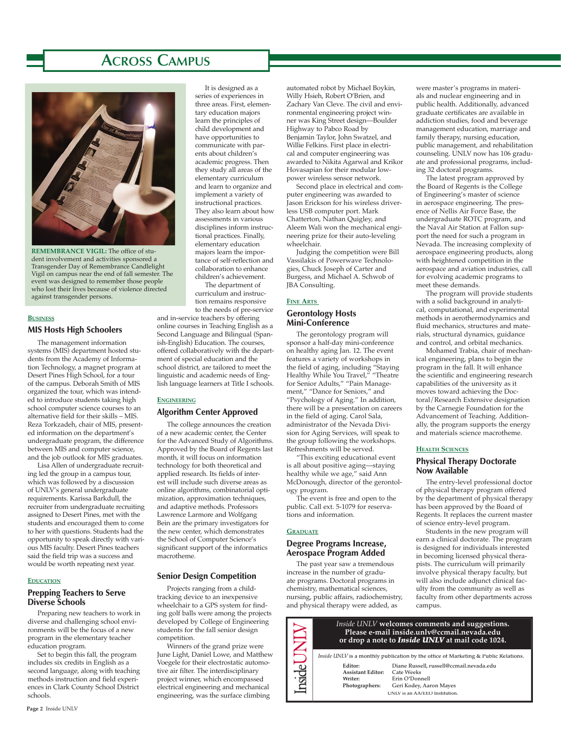# Across Campus

**REMEMBRANCE VIGIL:** The office of student involvement and activities sponsored a Transgender Day of Remembrance Candlelight Vigil on campus near the end of fall semester. The event was designed to remember those people who lost their lives because of violence directed against transgender persons.

**BUSINESS**

## MIS Hosts High Schoolers

The management information systems (MIS) department hosted students from the Academy of Information Technology, a magnet program at Desert Pines High School, for a tour of the campus. Deborah Smith of MIS organized the tour, which was intended to introduce students taking high school computer science courses to an alternative field for their skills – MIS. Reza Torkzadeh, chair of MIS, presented information on the department's undergraduate program, the difference between MIS and computer science, and the job outlook for MIS graduates.

Lisa Allen of undergraduate recruiting led the group in a campus tour, which was followed by a discussion of UNLV's general undergraduate requirements. Karissa Barkdull, the recruiter from undergraduate recruiting assigned to Desert Pines, met with the students and encouraged them to come to her with questions. Students had the opportunity to speak directly with various MIS faculty. Desert Pines teachers said the field trip was a success and would be worth repeating next year.

**EDUCATION**

## Prepping Teachers to Serve Diverse Schools

Preparing new teachers to work in diverse and challenging school environments will be the focus of a new program in the elementary teacher education program.

Set to begin this fall, the program includes six credits in English as a second language, along with teaching methods instruction and field experiences in Clark County School District schools.

It is designed as a series of experiences in three areas. First, elementary education majors learn the principles of child development and have opportunities to communicate with parents about children's academic progress. Then they study all areas of the elementary curriculum and learn to organize and implement a variety of instructional practices. They also learn about how assessments in various disciplines inform instructional practices. Finally, elementary education majors learn the importance of self-reflection and collaboration to enhance children's achievement.

The department of curriculum and instruction remains responsive to the needs of pre-service and in-service teachers by offering online courses in Teaching English as a Second Language and Bilingual (Spanish-English) Education. The courses, offered collaboratively with the department of special education and the school district, are tailored to meet the linguistic and academic needs of English language learners at Title I schools.

**ENGINEERING**

## Algorithm Center Approved

The college announces the creation of a new academic center, the Center for the Advanced Study of Algorithms. Approved by the Board of Regents last month, it will focus on information technology for both theoretical and applied research. Its fields of interest will include such diverse areas as online algorithms, combinatorial optimization, approximation techniques, and adaptive methods. Professors Lawrence Larmore and Wolfgang Bein are the primary investigators for the new center, which demonstrates the School of Computer Science's significant support of the informatics macrotheme.

## Senior Design Competition

Projects ranging from a child-tracking device to an inexpensive wheelchair to a GPS system for finding golf balls were among the projects developed by College of Engineering students for the fall senior design competition.

Winners of the grand prize were June Light, Daniel Lowe, and Matthew Voegele for their electrostatic automotive air filter. The interdisciplinary project winner, which encompassed electrical engineering and mechanical engineering, was the surface climbing automated robot by Michael Boykin, Willy Hsieh, Robert O'Brien, and Zachary Van Cleve. The civil and environmental engineering project winner was King Street design—Boulder Highway to Pabco Road by Benjamin Taylor, John Swatzel, and Willie Felkins. First place in electrical and computer engineering was awarded to Nikita Agarwal and Krikor Hovasapian for their modular low-power wireless sensor network.

Second place in electrical and computer engineering was awarded to Jason Erickson for his wireless driverless USB computer port. Mark Chatterton, Nathan Quigley, and Aleem Wali won the mechanical engineering prize for their auto-leveling wheelchair.

Judging the competition were Bill Vassilakis of Powerwave Technologies, Chuck Joseph of Carter and Burgess, and Michael A. Schwob of JBA Consulting.

**FINE ARTS**

## Gerontology Hosts Mini-Conference

The gerontology program will sponsor a half-day mini-conference on healthy aging Jan. 12. The event features a variety of workshops in the field of aging, including "Staying Healthy While You Travel," "Theatre for Senior Adults," "Pain Management," "Dance for Seniors," and "Psychology of Aging." In addition, there will be a presentation on careers in the field of aging. Carol Sala, administrator of the Nevada Division for Aging Services, will speak to the group following the workshops. Refreshments will be served.

"This exciting educational event is all about positive aging—staying healthy while we age," said Ann McDonough, director of the gerontology program.

The event is free and open to the public. Call ext. 5-1079 for reservations and information.

**GRADUATE**

## Degree Programs Increase, Aerospace Program Added

The past year saw a tremendous increase in the number of graduate programs. Doctoral programs in chemistry, mathematical sciences, nursing, public affairs, radiochemistry, and physical therapy were added, as were master's programs in materials and nuclear engineering and in public health. Additionally, advanced graduate certificates are available in addiction studies, food and beverage management education, marriage and family therapy, nursing education, public management, and rehabilitation counseling. UNLV now has 106 graduate and professional programs, including 32 doctoral programs.

The latest program approved by the Board of Regents is the College of Engineering's master of science in aerospace engineering. The presence of Nellis Air Force Base, the undergraduate ROTC program, and the Naval Air Station at Fallon support the need for such a program in Nevada. The increasing complexity of aerospace engineering products, along with heightened competition in the aerospace and aviation industries, call for evolving academic programs to meet these demands.

The program will provide students with a solid background in analytical, computational, and experimental methods in aerothermodynamics and fluid mechanics, structures and materials, structural dynamics, guidance and control, and orbital mechanics.

Mohamed Trabia, chair of mechanical engineering, plans to begin the program in the fall. It will enhance the scientific and engineering research capabilities of the university as it moves toward achieving the Doctoral/Research Extensive designation by the Carnegie Foundation for the Advancement of Teaching. Additionally, the program supports the energy and materials science macrotheme.

**HEALTH SCIENCES**

## Physical Therapy Doctorate Now Available

The entry-level professional doctor of physical therapy program offered by the department of physical therapy has been approved by the Board of Regents. It replaces the current master of science entry-level program.

Students in the new program will earn a clinical doctorate. The program is designed for individuals interested in becoming licensed physical therapists. The curriculum will primarily involve physical therapy faculty, but will also include adjunct clinical faculty from the community as well as faculty from other departments across campus.

---

**Inside UNLV**

***Inside UNLV* welcomes comments and suggestions. Please e-mail inside.unlv@ccmail.nevada.edu or drop a note to *Inside UNLV* at mail code 1024.**

*Inside UNLV* is a monthly publication by the office of Marketing & Public Relations.

**Editor:** Diane Russell, russell@ccmail.nevada.edu
**Assistant Editor:** Cate Weeks
**Writer:** Erin O'Donnell
**Photographers:** Geri Kodey, Aaron Mayes

UNLV is an AA/EEO Institution.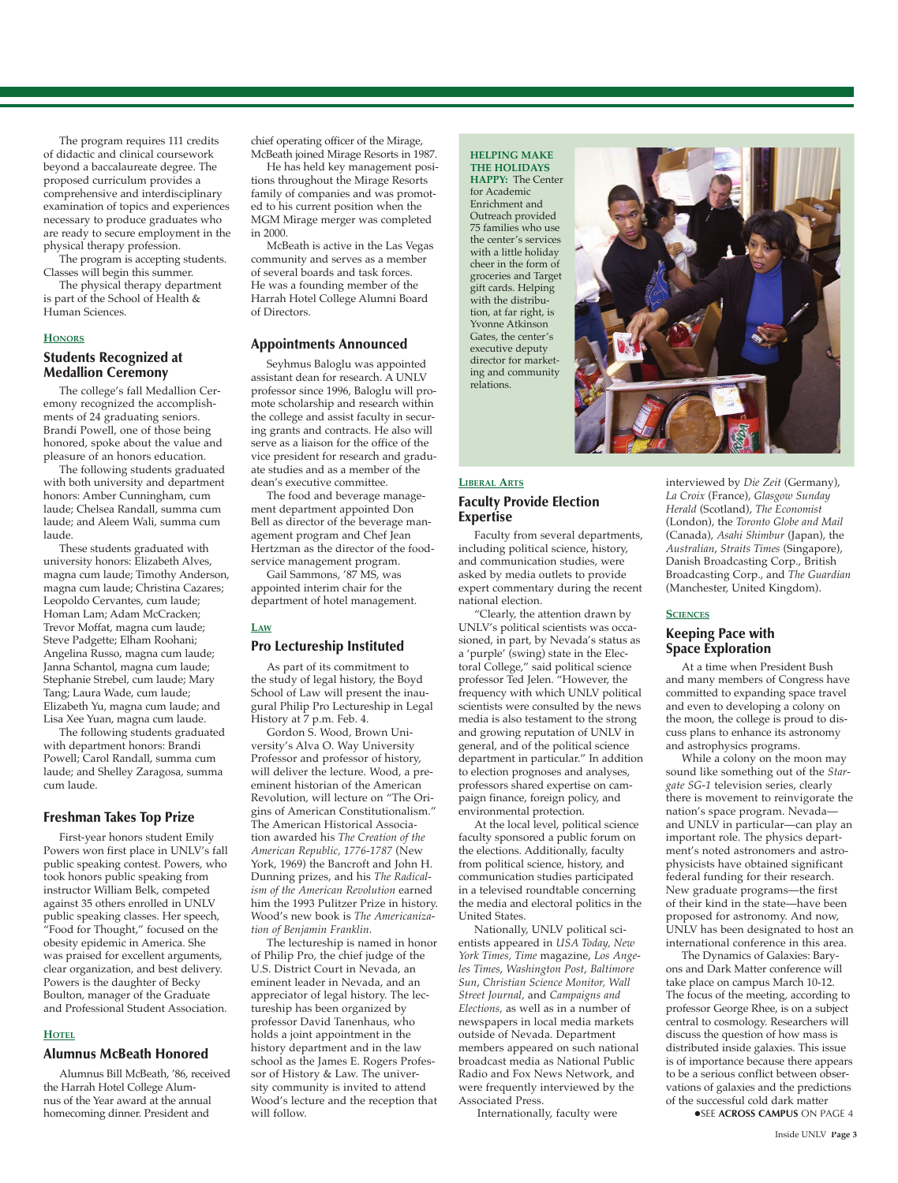The program requires 111 credits of didactic and clinical coursework beyond a baccalaureate degree. The proposed curriculum provides a comprehensive and interdisciplinary examination of topics and experiences necessary to produce graduates who are ready to secure employment in the physical therapy profession.

The program is accepting students. Classes will begin this summer.

The physical therapy department is part of the School of Health & Human Sciences.

**HONORS**

## Students Recognized at Medallion Ceremony

The college's fall Medallion Ceremony recognized the accomplishments of 24 graduating seniors. Brandi Powell, one of those being honored, spoke about the value and pleasure of an honors education.

The following students graduated with both university and department honors: Amber Cunningham, cum laude; Chelsea Randall, summa cum laude; and Aleem Wali, summa cum laude.

These students graduated with university honors: Elizabeth Alves, magna cum laude; Timothy Anderson, magna cum laude; Christina Cazares; Leopoldo Cervantes, cum laude; Homan Lam; Adam McCracken; Trevor Moffat, magna cum laude; Steve Padgette; Elham Roohani; Angelina Russo, magna cum laude; Janna Schantol, magna cum laude; Stephanie Strebel, cum laude; Mary Tang; Laura Wade, cum laude; Elizabeth Yu, magna cum laude; and Lisa Xee Yuan, magna cum laude.

The following students graduated with department honors: Brandi Powell; Carol Randall, summa cum laude; and Shelley Zaragosa, summa cum laude.

## Freshman Takes Top Prize

First-year honors student Emily Powers won first place in UNLV's fall public speaking contest. Powers, who took honors public speaking from instructor William Belk, competed against 35 others enrolled in UNLV public speaking classes. Her speech, "Food for Thought," focused on the obesity epidemic in America. She was praised for excellent arguments, clear organization, and best delivery. Powers is the daughter of Becky Boulton, manager of the Graduate and Professional Student Association.

**HOTEL**

## Alumnus McBeath Honored

Alumnus Bill McBeath, '86, received the Harrah Hotel College Alumnus of the Year award at the annual homecoming dinner. President and chief operating officer of the Mirage, McBeath joined Mirage Resorts in 1987.

He has held key management positions throughout the Mirage Resorts family of companies and was promoted to his current position when the MGM Mirage merger was completed in 2000.

McBeath is active in the Las Vegas community and serves as a member of several boards and task forces. He was a founding member of the Harrah Hotel College Alumni Board of Directors.

## Appointments Announced

Seyhmus Baloglu was appointed assistant dean for research. A UNLV professor since 1996, Baloglu will promote scholarship and research within the college and assist faculty in securing grants and contracts. He also will serve as a liaison for the office of the vice president for research and graduate studies and as a member of the dean's executive committee.

The food and beverage management department appointed Don Bell as director of the beverage management program and Chef Jean Hertzman as the director of the foodservice management program.

Gail Sammons, '87 MS, was appointed interim chair for the department of hotel management.

**LAW**

## Pro Lectureship Instituted

As part of its commitment to the study of legal history, the Boyd School of Law will present the inaugural Philip Pro Lectureship in Legal History at 7 p.m. Feb. 4.

Gordon S. Wood, Brown University's Alva O. Way University Professor and professor of history, will deliver the lecture. Wood, a preeminent historian of the American Revolution, will lecture on "The Origins of American Constitutionalism." The American Historical Association awarded his *The Creation of the American Republic, 1776-1787* (New York, 1969) the Bancroft and John H. Dunning prizes, and his *The Radicalism of the American Revolution* earned him the 1993 Pulitzer Prize in history. Wood's new book is *The Americanization of Benjamin Franklin*.

The lectureship is named in honor of Philip Pro, the chief judge of the U.S. District Court in Nevada, an eminent leader in Nevada, and an appreciator of legal history. The lectureship has been organized by professor David Tanenhaus, who holds a joint appointment in the history department and in the law school as the James E. Rogers Professor of History & Law. The university community is invited to attend Wood's lecture and the reception that will follow.

**HELPING MAKE THE HOLIDAYS HAPPY:** The Center for Academic Enrichment and Outreach provided 75 families who use the center's services with a little holiday cheer in the form of groceries and Target gift cards. Helping with the distribution, at far right, is Yvonne Atkinson Gates, the center's executive deputy director for marketing and community relations.

**LIBERAL ARTS**

## Faculty Provide Election Expertise

Faculty from several departments, including political science, history, and communication studies, were asked by media outlets to provide expert commentary during the recent national election.

"Clearly, the attention drawn by UNLV's political scientists was occasioned, in part, by Nevada's status as a 'purple' (swing) state in the Electoral College," said political science professor Ted Jelen. "However, the frequency with which UNLV political scientists were consulted by the news media is also testament to the strong and growing reputation of UNLV in general, and of the political science department in particular." In addition to election prognoses and analyses, professors shared expertise on campaign finance, foreign policy, and environmental protection.

At the local level, political science faculty sponsored a public forum on the elections. Additionally, faculty from political science, history, and communication studies participated in a televised roundtable concerning the media and electoral politics in the United States.

Nationally, UNLV political scientists appeared in *USA Today, New York Times, Time* magazine, *Los Angeles Times*, *Washington Post*, *Baltimore Sun*, *Christian Science Monitor, Wall Street Journal,* and *Campaigns and Elections,* as well as in a number of newspapers in local media markets outside of Nevada. Department members appeared on such national broadcast media as National Public Radio and Fox News Network, and were frequently interviewed by the Associated Press.

Internationally, faculty were interviewed by *Die Zeit* (Germany), *La Croix* (France), *Glasgow Sunday Herald* (Scotland), *The Economist* (London), the *Toronto Globe and Mail* (Canada), *Asahi Shimbur* (Japan), the *Australian*, *Straits Times* (Singapore), Danish Broadcasting Corp., British Broadcasting Corp., and *The Guardian* (Manchester, United Kingdom).

**SCIENCES**

## Keeping Pace with Space Exploration

At a time when President Bush and many members of Congress have committed to expanding space travel and even to developing a colony on the moon, the college is proud to discuss plans to enhance its astronomy and astrophysics programs.

While a colony on the moon may sound like something out of the *Stargate SG-1* television series, clearly there is movement to reinvigorate the nation's space program. Nevada—and UNLV in particular—can play an important role. The physics department's noted astronomers and astrophysicists have obtained significant federal funding for their research. New graduate programs—the first of their kind in the state—have been proposed for astronomy. And now, UNLV has been designated to host an international conference in this area.

The Dynamics of Galaxies: Baryons and Dark Matter conference will take place on campus March 10-12. The focus of the meeting, according to professor George Rhee, is on a subject central to cosmology. Researchers will discuss the question of how mass is distributed inside galaxies. This issue is of importance because there appears to be a serious conflict between observations of galaxies and the predictions of the successful cold dark matter

●SEE **ACROSS CAMPUS** ON PAGE 4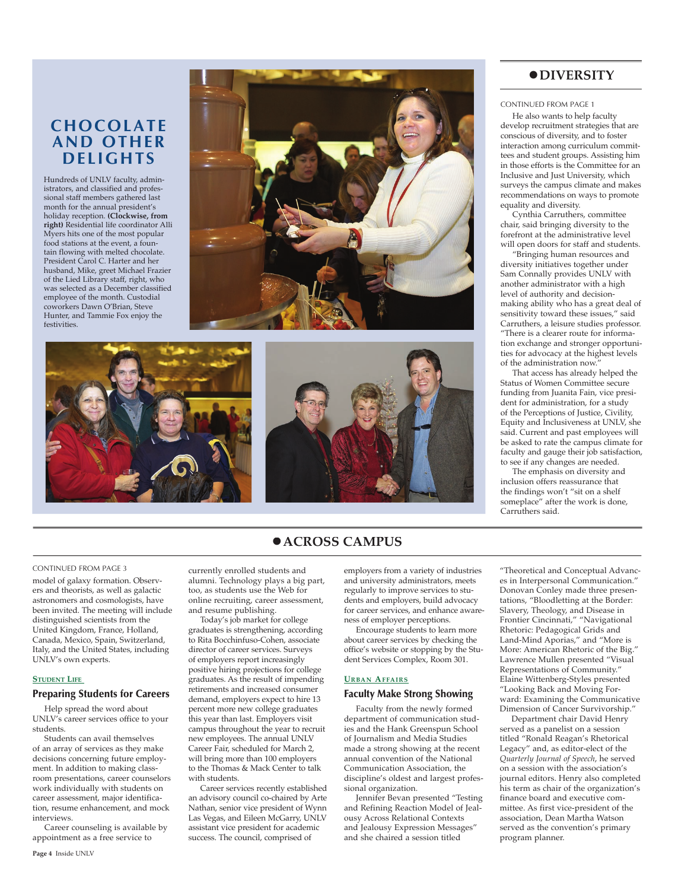## CHOCOLATE AND OTHER DELIGHTS

Hundreds of UNLV faculty, administrators, and classified and professional staff members gathered last month for the annual president's holiday reception. **(Clockwise, from right)** Residential life coordinator Alli Myers hits one of the most popular food stations at the event, a fountain flowing with melted chocolate. President Carol C. Harter and her husband, Mike, greet Michael Frazier of the Lied Library staff, right, who was selected as a December classified employee of the month. Custodial coworkers Dawn O'Brian, Steve Hunter, and Tammie Fox enjoy the festivities.

# DIVERSITY

CONTINUED FROM PAGE 1

He also wants to help faculty develop recruitment strategies that are conscious of diversity, and to foster interaction among curriculum committees and student groups. Assisting him in those efforts is the Committee for an Inclusive and Just University, which surveys the campus climate and makes recommendations on ways to promote equality and diversity.

Cynthia Carruthers, committee chair, said bringing diversity to the forefront at the administrative level will open doors for staff and students.

"Bringing human resources and diversity initiatives together under Sam Connally provides UNLV with another administrator with a high level of authority and decision-making ability who has a great deal of sensitivity toward these issues," said Carruthers, a leisure studies professor. "There is a clearer route for information exchange and stronger opportunities for advocacy at the highest levels of the administration now."

That access has already helped the Status of Women Committee secure funding from Juanita Fain, vice president for administration, for a study of the Perceptions of Justice, Civility, Equity and Inclusiveness at UNLV, she said. Current and past employees will be asked to rate the campus climate for faculty and gauge their job satisfaction, to see if any changes are needed.

The emphasis on diversity and inclusion offers reassurance that the findings won't "sit on a shelf someplace" after the work is done, Carruthers said.

# ACROSS CAMPUS

CONTINUED FROM PAGE 3

model of galaxy formation. Observers and theorists, as well as galactic astronomers and cosmologists, have been invited. The meeting will include distinguished scientists from the United Kingdom, France, Holland, Canada, Mexico, Spain, Switzerland, Italy, and the United States, including UNLV's own experts.

**STUDENT LIFE**

### Preparing Students for Careers

Help spread the word about UNLV's career services office to your students.

Students can avail themselves of an array of services as they make decisions concerning future employment. In addition to making classroom presentations, career counselors work individually with students on career assessment, major identification, resume enhancement, and mock interviews.

Career counseling is available by appointment as a free service to currently enrolled students and alumni. Technology plays a big part, too, as students use the Web for online recruiting, career assessment, and resume publishing.

Today's job market for college graduates is strengthening, according to Rita Bocchinfuso-Cohen, associate director of career services. Surveys of employers report increasingly positive hiring projections for college graduates. As the result of impending retirements and increased consumer demand, employers expect to hire 13 percent more new college graduates this year than last. Employers visit campus throughout the year to recruit new employees. The annual UNLV Career Fair, scheduled for March 2, will bring more than 100 employers to the Thomas & Mack Center to talk with students.

Career services recently established an advisory council co-chaired by Arte Nathan, senior vice president of Wynn Las Vegas, and Eileen McGarry, UNLV assistant vice president for academic success. The council, comprised of employers from a variety of industries and university administrators, meets regularly to improve services to students and employers, build advocacy for career services, and enhance awareness of employer perceptions.

Encourage students to learn more about career services by checking the office's website or stopping by the Student Services Complex, Room 301.

**URBAN AFFAIRS**

### Faculty Make Strong Showing

Faculty from the newly formed department of communication studies and the Hank Greenspun School of Journalism and Media Studies made a strong showing at the recent annual convention of the National Communication Association, the discipline's oldest and largest professional organization.

Jennifer Bevan presented "Testing and Refining Reaction Model of Jealousy Across Relational Contexts and Jealousy Expression Messages" and she chaired a session titled "Theoretical and Conceptual Advances in Interpersonal Communication." Donovan Conley made three presentations, "Bloodletting at the Border: Slavery, Theology, and Disease in Frontier Cincinnati," "Navigational Rhetoric: Pedagogical Grids and Land-Mind Aporias," and "More is More: American Rhetoric of the Big." Lawrence Mullen presented "Visual Representations of Community." Elaine Wittenberg-Styles presented "Looking Back and Moving Forward: Examining the Communicative Dimension of Cancer Survivorship."

Department chair David Henry served as a panelist on a session titled "Ronald Reagan's Rhetorical Legacy" and, as editor-elect of the *Quarterly Journal of Speech*, he served on a session with the association's journal editors. Henry also completed his term as chair of the organization's finance board and executive committee. As first vice-president of the association, Dean Martha Watson served as the convention's primary program planner.